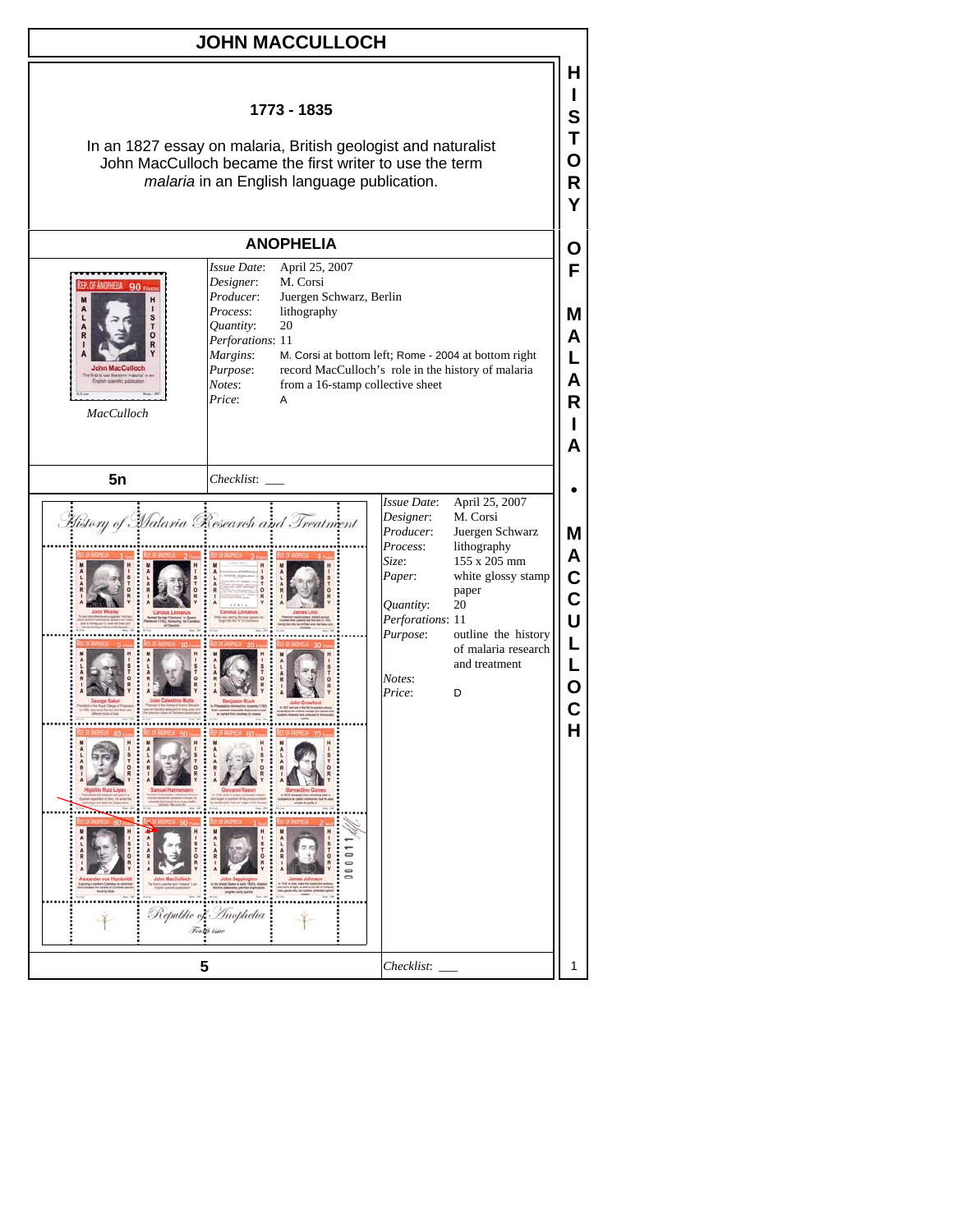# JOHN MACCULLOCH

**1773 - 1835**

In an 1827 essay on malaria, British geologist and naturalist John MacCulloch became the first writer to use the term *malaria* in an English language publication.

## ANOPHELIA

*MacCulloch*

| | |
|---|---|
| *Issue Date*: | April 25, 2007 |
| *Designer*: | M. Corsi |
| *Producer*: | Juergen Schwarz, Berlin |
| *Process*: | lithography |
| *Quantity*: | 20 |
| *Perforations*: | 11 |
| *Margins*: | M. Corsi at bottom left; Rome - 2004 at bottom right |
| *Purpose*: | record MacCulloch's role in the history of malaria |
| *Notes*: | from a 16-stamp collective sheet |
| *Price*: | A |

**5n** *Checklist*: ___

| | |
|---|---|
| *Issue Date*: | April 25, 2007 |
| *Designer*: | M. Corsi |
| *Producer*: | Juergen Schwarz |
| *Process*: | lithography |
| *Size*: | 155 x 205 mm |
| *Paper*: | white glossy stamp paper |
| *Quantity*: | 20 |
| *Perforations*: | 11 |
| *Purpose*: | outline the history of malaria research and treatment |
| *Notes*: | |
| *Price*: | D |

**5** *Checklist*: ___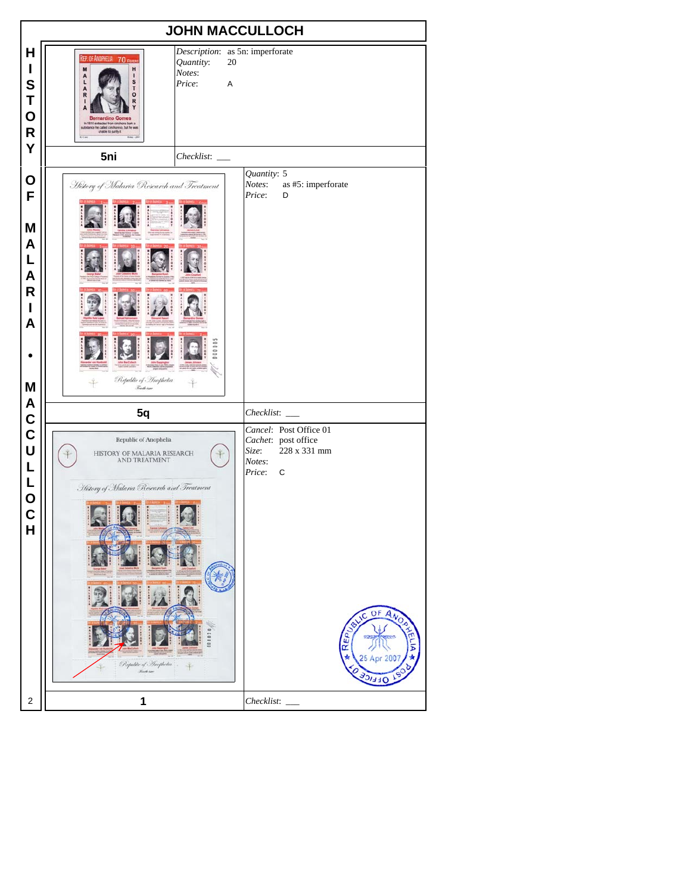# JOHN MACCULLOCH

HISTORY OF MALARIA • MACCULLOCH

| | |
|---|---|
| | *Description*: as 5n: imperforate<br>*Quantity*: 20<br>*Notes*:<br>*Price*: A |
| **5ni** | *Checklist*: ___ |
| | *Quantity*: 5<br>*Notes*: as #5: imperforate<br>*Price*: D |
| **5q** | *Checklist*: ___ |
| | *Cancel*: Post Office 01<br>*Cachet*: post office<br>*Size*: 228 x 331 mm<br>*Notes*:<br>*Price*: C |
| **1** | *Checklist*: ___ |